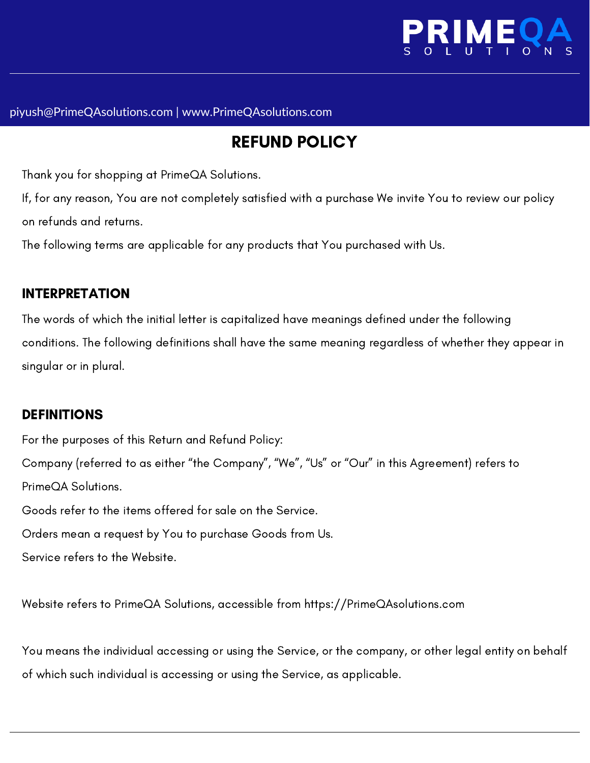PRIMEQA SOLUTIONS

piyush@PrimeQAsolutions.com | www.PrimeQAsolutions.com

# REFUND POLICY

Thank you for shopping at PrimeQA Solutions.

If, for any reason, You are not completely satisfied with a purchase We invite You to review our policy on refunds and returns.

The following terms are applicable for any products that You purchased with Us.

## INTERPRETATION

The words of which the initial letter is capitalized have meanings defined under the following conditions. The following definitions shall have the same meaning regardless of whether they appear in singular or in plural.

## DEFINITIONS

For the purposes of this Return and Refund Policy:

Company (referred to as either “the Company”, “We”, “Us” or “Our” in this Agreement) refers to PrimeQA Solutions.

Goods refer to the items offered for sale on the Service.

Orders mean a request by You to purchase Goods from Us.

Service refers to the Website.

Website refers to PrimeQA Solutions, accessible from https://PrimeQAsolutions.com

You means the individual accessing or using the Service, or the company, or other legal entity on behalf of which such individual is accessing or using the Service, as applicable.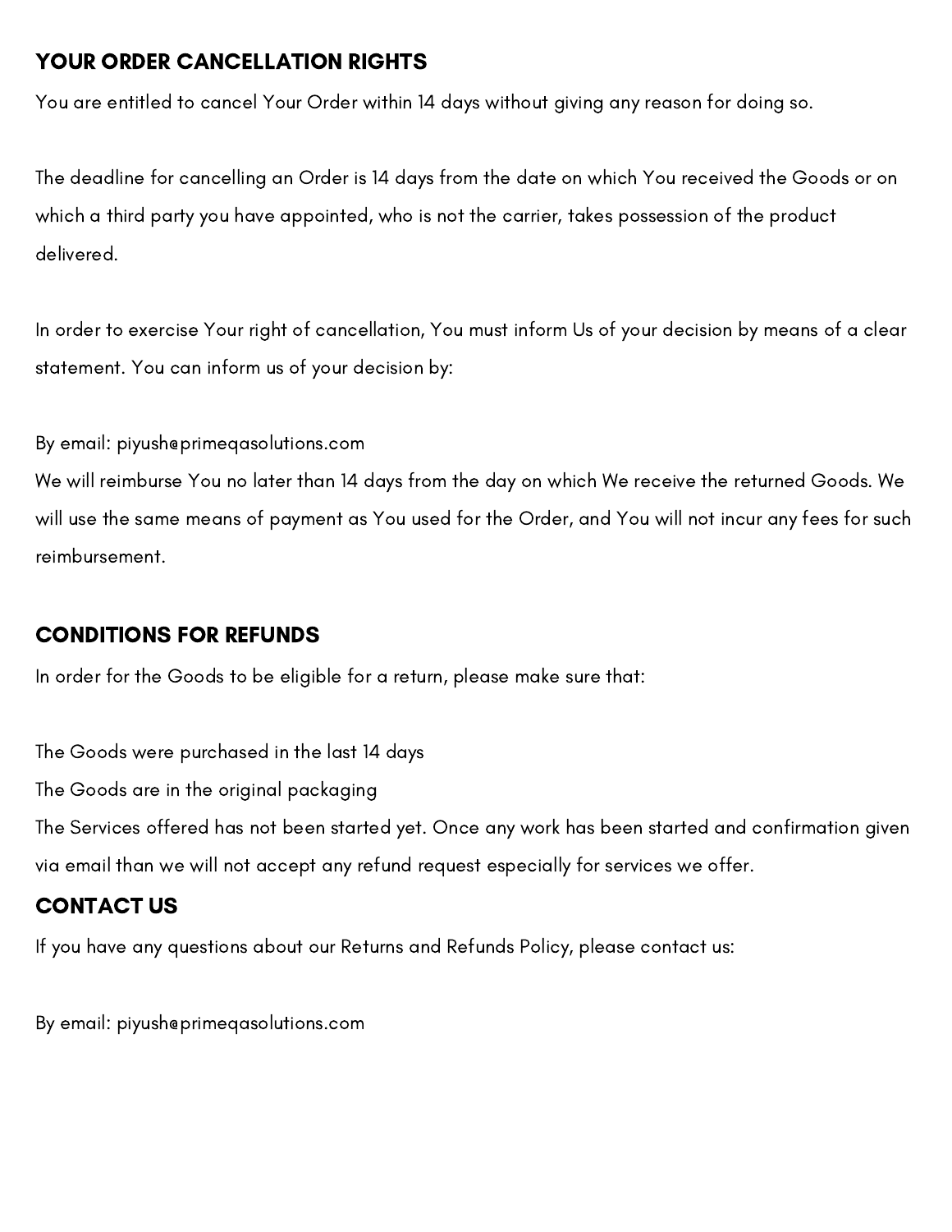## YOUR ORDER CANCELLATION RIGHTS

You are entitled to cancel Your Order within 14 days without giving any reason for doing so.

The deadline for cancelling an Order is 14 days from the date on which You received the Goods or on which a third party you have appointed, who is not the carrier, takes possession of the product delivered.

In order to exercise Your right of cancellation, You must inform Us of your decision by means of a clear statement. You can inform us of your decision by:

By email: piyush@primeqasolutions.com

We will reimburse You no later than 14 days from the day on which We receive the returned Goods. We will use the same means of payment as You used for the Order, and You will not incur any fees for such reimbursement.

## CONDITIONS FOR REFUNDS

In order for the Goods to be eligible for a return, please make sure that:

The Goods were purchased in the last 14 days

The Goods are in the original packaging

The Services offered has not been started yet. Once any work has been started and confirmation given via email than we will not accept any refund request especially for services we offer.

## CONTACT US

If you have any questions about our Returns and Refunds Policy, please contact us:

By email: piyush@primeqasolutions.com